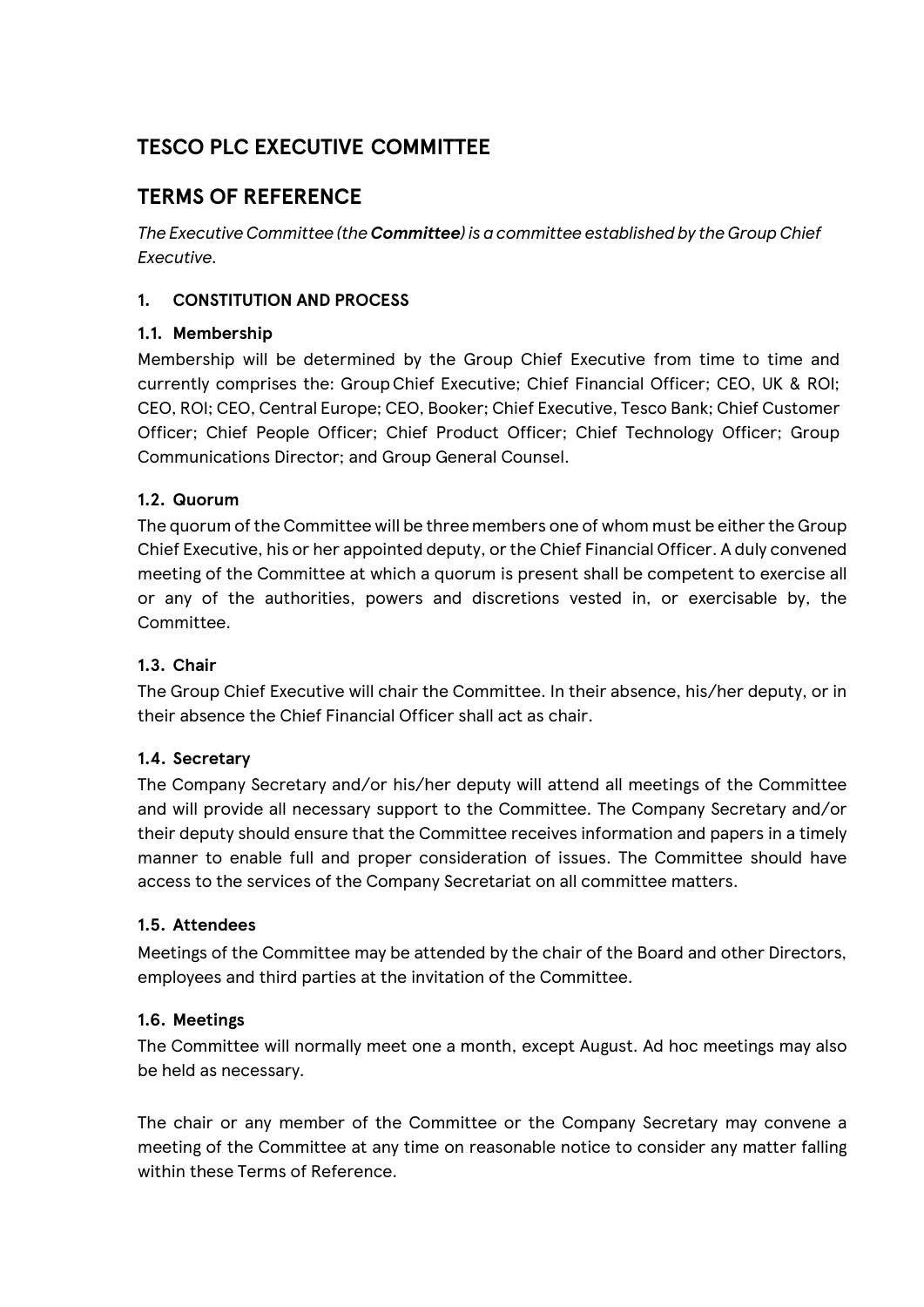# TESCO PLC EXECUTIVE COMMITTEE

# TERMS OF REFERENCE

*The Executive Committee (the **Committee**) is a committee established by the Group Chief Executive.*

## 1. CONSTITUTION AND PROCESS

### 1.1. Membership

Membership will be determined by the Group Chief Executive from time to time and currently comprises the: Group Chief Executive; Chief Financial Officer; CEO, UK & ROI; CEO, ROI; CEO, Central Europe; CEO, Booker; Chief Executive, Tesco Bank; Chief Customer Officer; Chief People Officer; Chief Product Officer; Chief Technology Officer; Group Communications Director; and Group General Counsel.

### 1.2. Quorum

The quorum of the Committee will be three members one of whom must be either the Group Chief Executive, his or her appointed deputy, or the Chief Financial Officer. A duly convened meeting of the Committee at which a quorum is present shall be competent to exercise all or any of the authorities, powers and discretions vested in, or exercisable by, the Committee.

### 1.3. Chair

The Group Chief Executive will chair the Committee. In their absence, his/her deputy, or in their absence the Chief Financial Officer shall act as chair.

### 1.4. Secretary

The Company Secretary and/or his/her deputy will attend all meetings of the Committee and will provide all necessary support to the Committee. The Company Secretary and/or their deputy should ensure that the Committee receives information and papers in a timely manner to enable full and proper consideration of issues. The Committee should have access to the services of the Company Secretariat on all committee matters.

### 1.5. Attendees

Meetings of the Committee may be attended by the chair of the Board and other Directors, employees and third parties at the invitation of the Committee.

### 1.6. Meetings

The Committee will normally meet one a month, except August. Ad hoc meetings may also be held as necessary.

The chair or any member of the Committee or the Company Secretary may convene a meeting of the Committee at any time on reasonable notice to consider any matter falling within these Terms of Reference.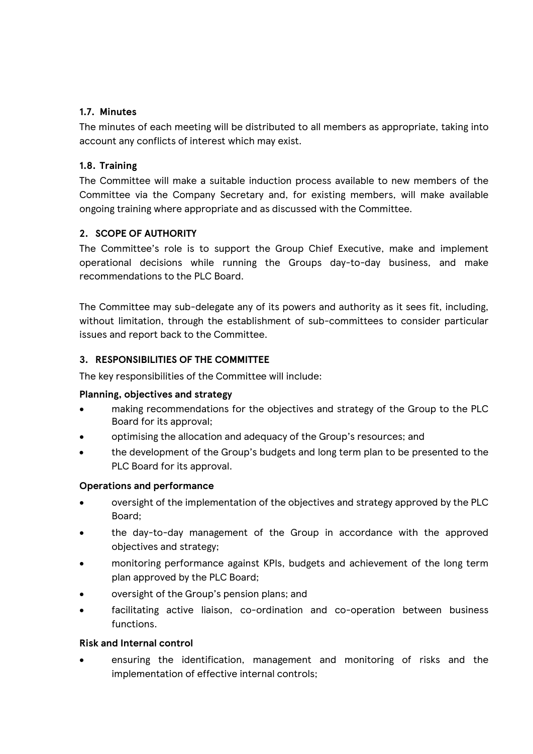### 1.7. Minutes

The minutes of each meeting will be distributed to all members as appropriate, taking into account any conflicts of interest which may exist.

### 1.8. Training

The Committee will make a suitable induction process available to new members of the Committee via the Company Secretary and, for existing members, will make available ongoing training where appropriate and as discussed with the Committee.

## 2. SCOPE OF AUTHORITY

The Committee's role is to support the Group Chief Executive, make and implement operational decisions while running the Groups day-to-day business, and make recommendations to the PLC Board.

The Committee may sub-delegate any of its powers and authority as it sees fit, including, without limitation, through the establishment of sub-committees to consider particular issues and report back to the Committee.

## 3. RESPONSIBILITIES OF THE COMMITTEE

The key responsibilities of the Committee will include:

**Planning, objectives and strategy**

- making recommendations for the objectives and strategy of the Group to the PLC Board for its approval;
- optimising the allocation and adequacy of the Group's resources; and
- the development of the Group's budgets and long term plan to be presented to the PLC Board for its approval.

**Operations and performance**

- oversight of the implementation of the objectives and strategy approved by the PLC Board;
- the day-to-day management of the Group in accordance with the approved objectives and strategy;
- monitoring performance against KPIs, budgets and achievement of the long term plan approved by the PLC Board;
- oversight of the Group's pension plans; and
- facilitating active liaison, co-ordination and co-operation between business functions.

**Risk and Internal control**

- ensuring the identification, management and monitoring of risks and the implementation of effective internal controls;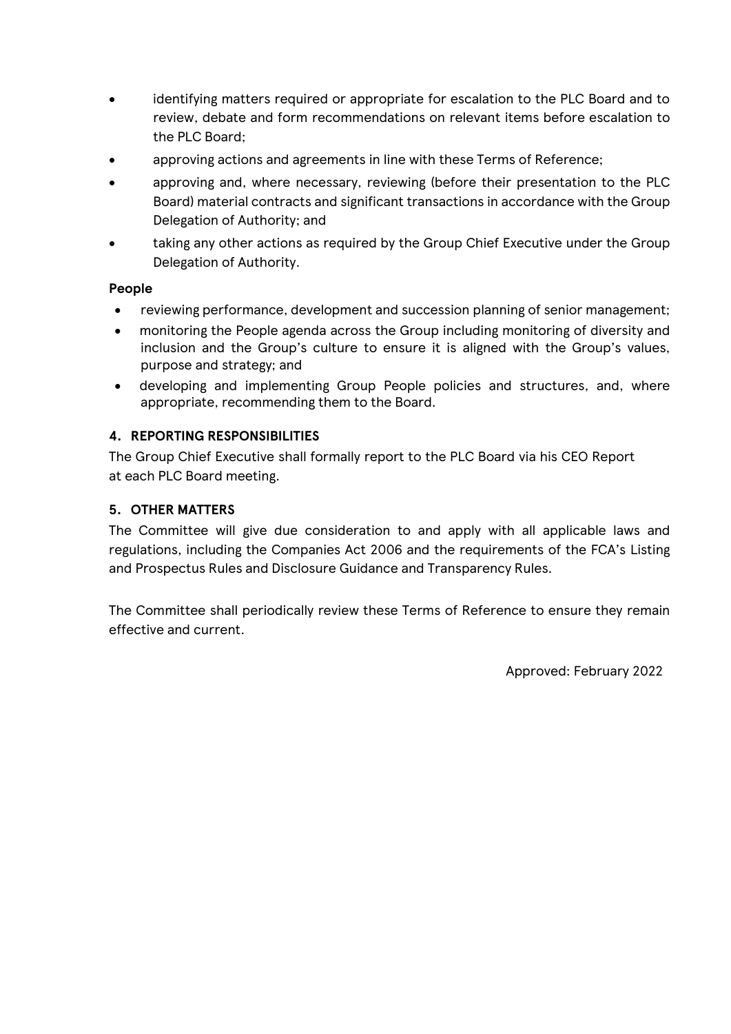- identifying matters required or appropriate for escalation to the PLC Board and to review, debate and form recommendations on relevant items before escalation to the PLC Board;
- approving actions and agreements in line with these Terms of Reference;
- approving and, where necessary, reviewing (before their presentation to the PLC Board) material contracts and significant transactions in accordance with the Group Delegation of Authority; and
- taking any other actions as required by the Group Chief Executive under the Group Delegation of Authority.

**People**

- reviewing performance, development and succession planning of senior management;
- monitoring the People agenda across the Group including monitoring of diversity and inclusion and the Group's culture to ensure it is aligned with the Group's values, purpose and strategy; and
- developing and implementing Group People policies and structures, and, where appropriate, recommending them to the Board.

## 4. REPORTING RESPONSIBILITIES

The Group Chief Executive shall formally report to the PLC Board via his CEO Report at each PLC Board meeting.

## 5. OTHER MATTERS

The Committee will give due consideration to and apply with all applicable laws and regulations, including the Companies Act 2006 and the requirements of the FCA's Listing and Prospectus Rules and Disclosure Guidance and Transparency Rules.

The Committee shall periodically review these Terms of Reference to ensure they remain effective and current.

Approved: February 2022